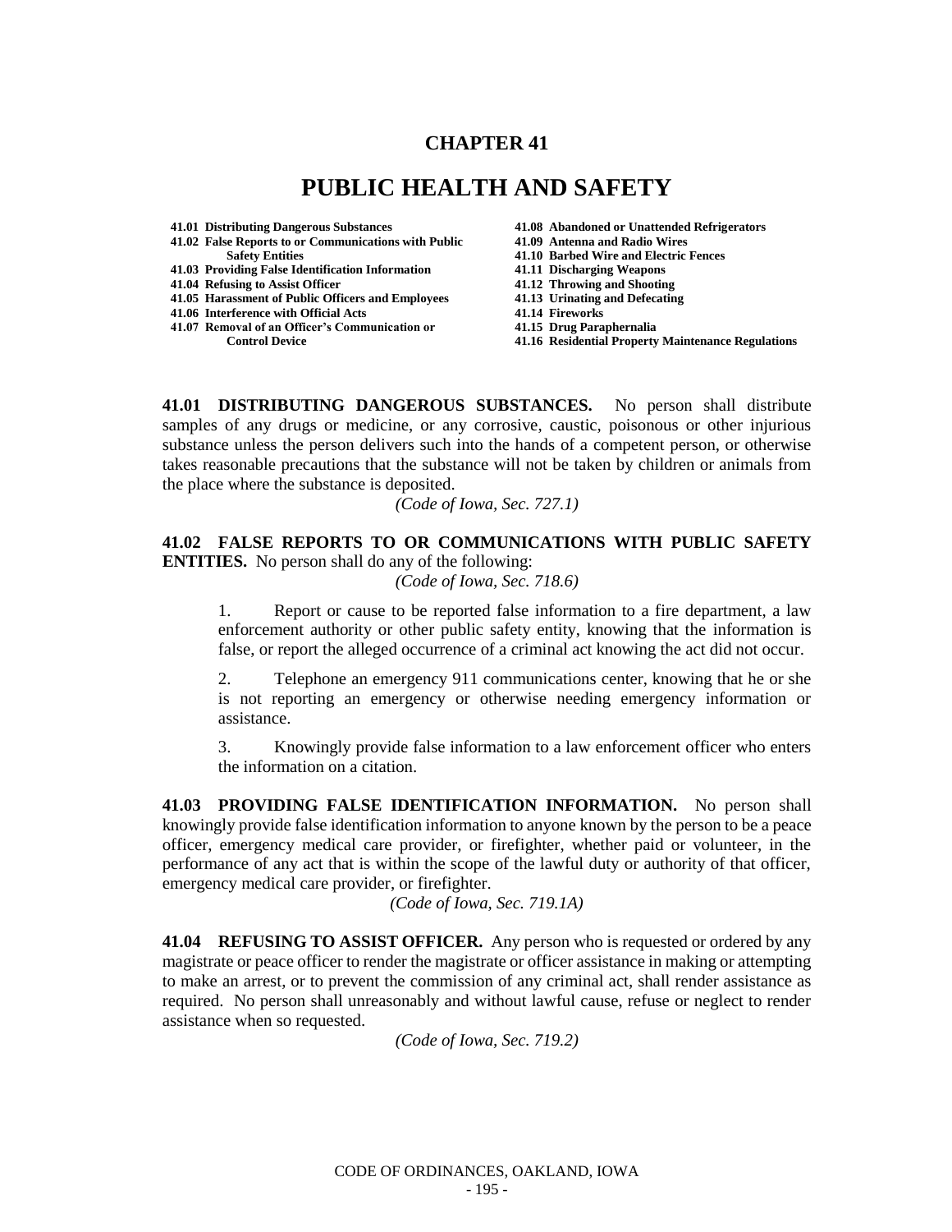# CHAPTER 41

# PUBLIC HEALTH AND SAFETY

**41.01 Distributing Dangerous Substances**
**41.02 False Reports to or Communications with Public Safety Entities**
**41.03 Providing False Identification Information**
**41.04 Refusing to Assist Officer**
**41.05 Harassment of Public Officers and Employees**
**41.06 Interference with Official Acts**
**41.07 Removal of an Officer's Communication or Control Device**
**41.08 Abandoned or Unattended Refrigerators**
**41.09 Antenna and Radio Wires**
**41.10 Barbed Wire and Electric Fences**
**41.11 Discharging Weapons**
**41.12 Throwing and Shooting**
**41.13 Urinating and Defecating**
**41.14 Fireworks**
**41.15 Drug Paraphernalia**
**41.16 Residential Property Maintenance Regulations**

**41.01 DISTRIBUTING DANGEROUS SUBSTANCES.** No person shall distribute samples of any drugs or medicine, or any corrosive, caustic, poisonous or other injurious substance unless the person delivers such into the hands of a competent person, or otherwise takes reasonable precautions that the substance will not be taken by children or animals from the place where the substance is deposited.

*(Code of Iowa, Sec. 727.1)*

**41.02 FALSE REPORTS TO OR COMMUNICATIONS WITH PUBLIC SAFETY ENTITIES.** No person shall do any of the following:

*(Code of Iowa, Sec. 718.6)*

1. Report or cause to be reported false information to a fire department, a law enforcement authority or other public safety entity, knowing that the information is false, or report the alleged occurrence of a criminal act knowing the act did not occur.

2. Telephone an emergency 911 communications center, knowing that he or she is not reporting an emergency or otherwise needing emergency information or assistance.

3. Knowingly provide false information to a law enforcement officer who enters the information on a citation.

**41.03 PROVIDING FALSE IDENTIFICATION INFORMATION.** No person shall knowingly provide false identification information to anyone known by the person to be a peace officer, emergency medical care provider, or firefighter, whether paid or volunteer, in the performance of any act that is within the scope of the lawful duty or authority of that officer, emergency medical care provider, or firefighter.

*(Code of Iowa, Sec. 719.1A)*

**41.04 REFUSING TO ASSIST OFFICER.** Any person who is requested or ordered by any magistrate or peace officer to render the magistrate or officer assistance in making or attempting to make an arrest, or to prevent the commission of any criminal act, shall render assistance as required. No person shall unreasonably and without lawful cause, refuse or neglect to render assistance when so requested.

*(Code of Iowa, Sec. 719.2)*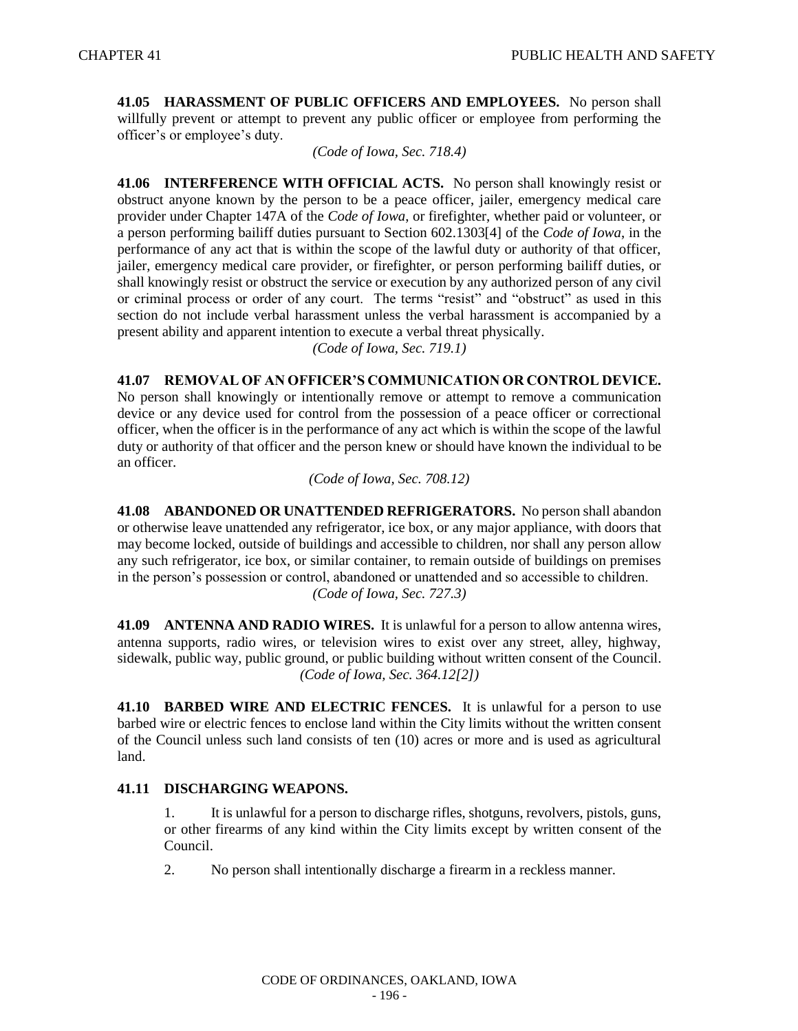**41.05 HARASSMENT OF PUBLIC OFFICERS AND EMPLOYEES.** No person shall willfully prevent or attempt to prevent any public officer or employee from performing the officer's or employee's duty.

*(Code of Iowa, Sec. 718.4)*

**41.06 INTERFERENCE WITH OFFICIAL ACTS.** No person shall knowingly resist or obstruct anyone known by the person to be a peace officer, jailer, emergency medical care provider under Chapter 147A of the *Code of Iowa*, or firefighter, whether paid or volunteer, or a person performing bailiff duties pursuant to Section 602.1303[4] of the *Code of Iowa*, in the performance of any act that is within the scope of the lawful duty or authority of that officer, jailer, emergency medical care provider, or firefighter, or person performing bailiff duties, or shall knowingly resist or obstruct the service or execution by any authorized person of any civil or criminal process or order of any court. The terms "resist" and "obstruct" as used in this section do not include verbal harassment unless the verbal harassment is accompanied by a present ability and apparent intention to execute a verbal threat physically.

*(Code of Iowa, Sec. 719.1)*

**41.07 REMOVAL OF AN OFFICER'S COMMUNICATION OR CONTROL DEVICE.** No person shall knowingly or intentionally remove or attempt to remove a communication device or any device used for control from the possession of a peace officer or correctional officer, when the officer is in the performance of any act which is within the scope of the lawful duty or authority of that officer and the person knew or should have known the individual to be an officer.

*(Code of Iowa, Sec. 708.12)*

**41.08 ABANDONED OR UNATTENDED REFRIGERATORS.** No person shall abandon or otherwise leave unattended any refrigerator, ice box, or any major appliance, with doors that may become locked, outside of buildings and accessible to children, nor shall any person allow any such refrigerator, ice box, or similar container, to remain outside of buildings on premises in the person's possession or control, abandoned or unattended and so accessible to children.

*(Code of Iowa, Sec. 727.3)*

**41.09 ANTENNA AND RADIO WIRES.** It is unlawful for a person to allow antenna wires, antenna supports, radio wires, or television wires to exist over any street, alley, highway, sidewalk, public way, public ground, or public building without written consent of the Council.

*(Code of Iowa, Sec. 364.12[2])*

**41.10 BARBED WIRE AND ELECTRIC FENCES.** It is unlawful for a person to use barbed wire or electric fences to enclose land within the City limits without the written consent of the Council unless such land consists of ten (10) acres or more and is used as agricultural land.

**41.11 DISCHARGING WEAPONS.**

1. It is unlawful for a person to discharge rifles, shotguns, revolvers, pistols, guns, or other firearms of any kind within the City limits except by written consent of the Council.

2. No person shall intentionally discharge a firearm in a reckless manner.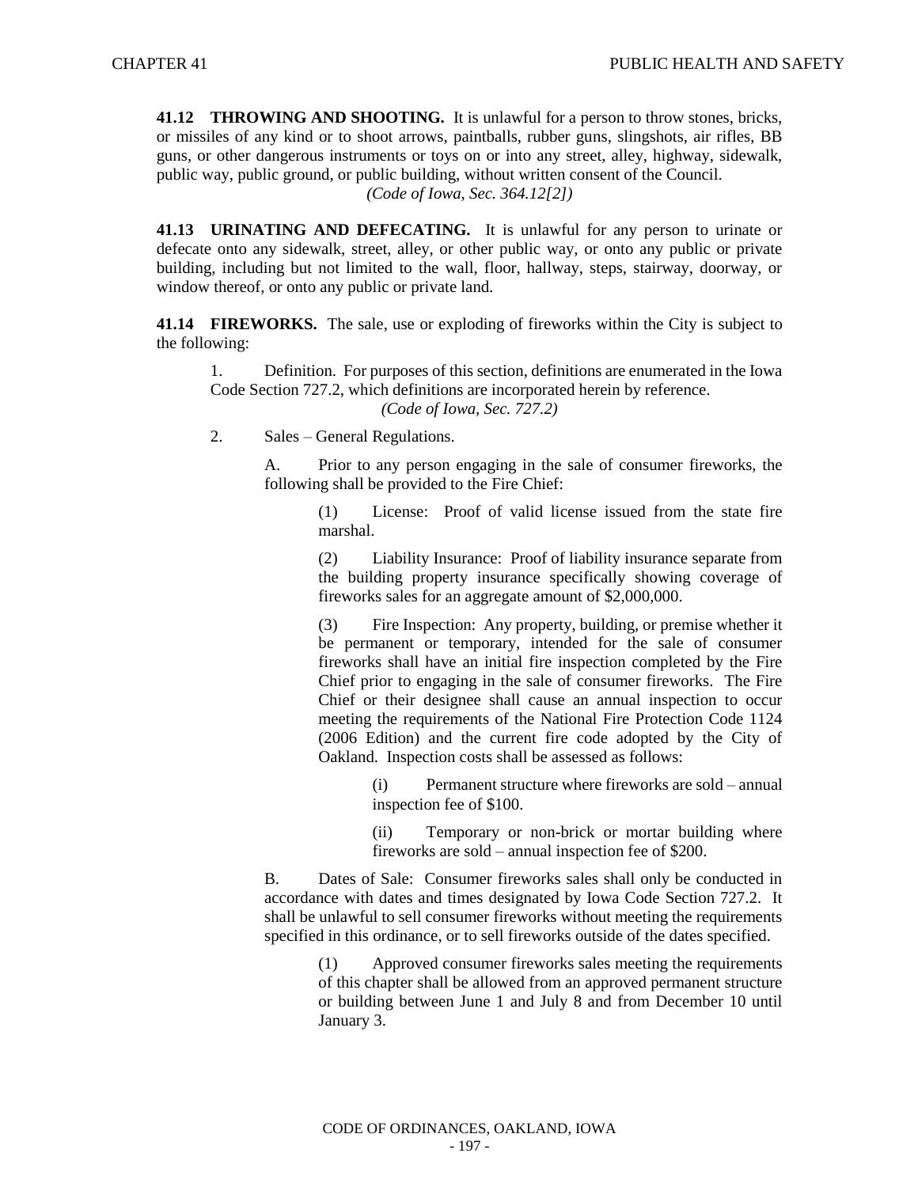**41.12 THROWING AND SHOOTING.** It is unlawful for a person to throw stones, bricks, or missiles of any kind or to shoot arrows, paintballs, rubber guns, slingshots, air rifles, BB guns, or other dangerous instruments or toys on or into any street, alley, highway, sidewalk, public way, public ground, or public building, without written consent of the Council.

*(Code of Iowa, Sec. 364.12[2])*

**41.13 URINATING AND DEFECATING.** It is unlawful for any person to urinate or defecate onto any sidewalk, street, alley, or other public way, or onto any public or private building, including but not limited to the wall, floor, hallway, steps, stairway, doorway, or window thereof, or onto any public or private land.

**41.14 FIREWORKS.** The sale, use or exploding of fireworks within the City is subject to the following:

1. Definition. For purposes of this section, definitions are enumerated in the Iowa Code Section 727.2, which definitions are incorporated herein by reference.

   *(Code of Iowa, Sec. 727.2)*

2. Sales – General Regulations.

   A. Prior to any person engaging in the sale of consumer fireworks, the following shall be provided to the Fire Chief:

      (1) License: Proof of valid license issued from the state fire marshal.

      (2) Liability Insurance: Proof of liability insurance separate from the building property insurance specifically showing coverage of fireworks sales for an aggregate amount of $2,000,000.

      (3) Fire Inspection: Any property, building, or premise whether it be permanent or temporary, intended for the sale of consumer fireworks shall have an initial fire inspection completed by the Fire Chief prior to engaging in the sale of consumer fireworks. The Fire Chief or their designee shall cause an annual inspection to occur meeting the requirements of the National Fire Protection Code 1124 (2006 Edition) and the current fire code adopted by the City of Oakland. Inspection costs shall be assessed as follows:

         (i) Permanent structure where fireworks are sold – annual inspection fee of $100.

         (ii) Temporary or non-brick or mortar building where fireworks are sold – annual inspection fee of $200.

   B. Dates of Sale: Consumer fireworks sales shall only be conducted in accordance with dates and times designated by Iowa Code Section 727.2. It shall be unlawful to sell consumer fireworks without meeting the requirements specified in this ordinance, or to sell fireworks outside of the dates specified.

      (1) Approved consumer fireworks sales meeting the requirements of this chapter shall be allowed from an approved permanent structure or building between June 1 and July 8 and from December 10 until January 3.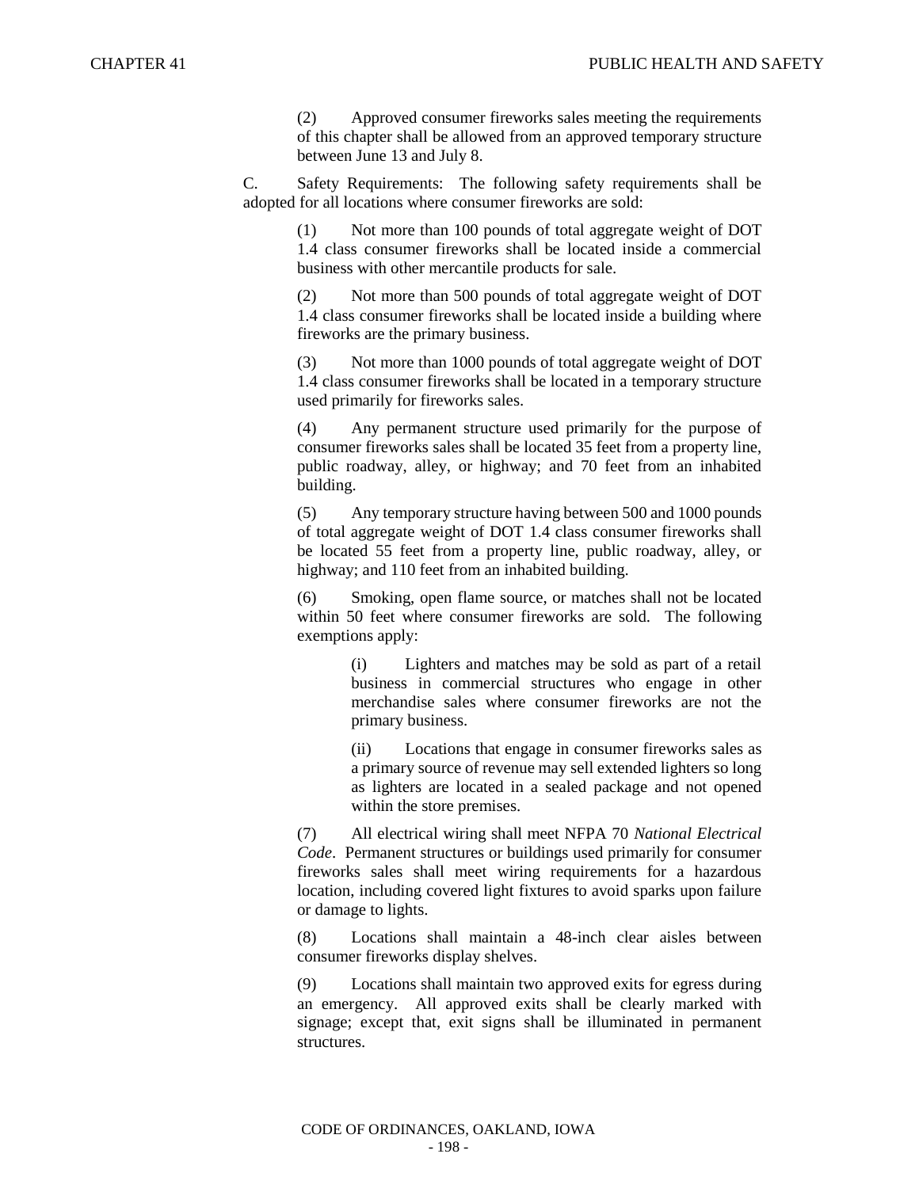(2) Approved consumer fireworks sales meeting the requirements of this chapter shall be allowed from an approved temporary structure between June 13 and July 8.

C. Safety Requirements: The following safety requirements shall be adopted for all locations where consumer fireworks are sold:

(1) Not more than 100 pounds of total aggregate weight of DOT 1.4 class consumer fireworks shall be located inside a commercial business with other mercantile products for sale.

(2) Not more than 500 pounds of total aggregate weight of DOT 1.4 class consumer fireworks shall be located inside a building where fireworks are the primary business.

(3) Not more than 1000 pounds of total aggregate weight of DOT 1.4 class consumer fireworks shall be located in a temporary structure used primarily for fireworks sales.

(4) Any permanent structure used primarily for the purpose of consumer fireworks sales shall be located 35 feet from a property line, public roadway, alley, or highway; and 70 feet from an inhabited building.

(5) Any temporary structure having between 500 and 1000 pounds of total aggregate weight of DOT 1.4 class consumer fireworks shall be located 55 feet from a property line, public roadway, alley, or highway; and 110 feet from an inhabited building.

(6) Smoking, open flame source, or matches shall not be located within 50 feet where consumer fireworks are sold. The following exemptions apply:

(i) Lighters and matches may be sold as part of a retail business in commercial structures who engage in other merchandise sales where consumer fireworks are not the primary business.

(ii) Locations that engage in consumer fireworks sales as a primary source of revenue may sell extended lighters so long as lighters are located in a sealed package and not opened within the store premises.

(7) All electrical wiring shall meet NFPA 70 *National Electrical Code*. Permanent structures or buildings used primarily for consumer fireworks sales shall meet wiring requirements for a hazardous location, including covered light fixtures to avoid sparks upon failure or damage to lights.

(8) Locations shall maintain a 48-inch clear aisles between consumer fireworks display shelves.

(9) Locations shall maintain two approved exits for egress during an emergency. All approved exits shall be clearly marked with signage; except that, exit signs shall be illuminated in permanent structures.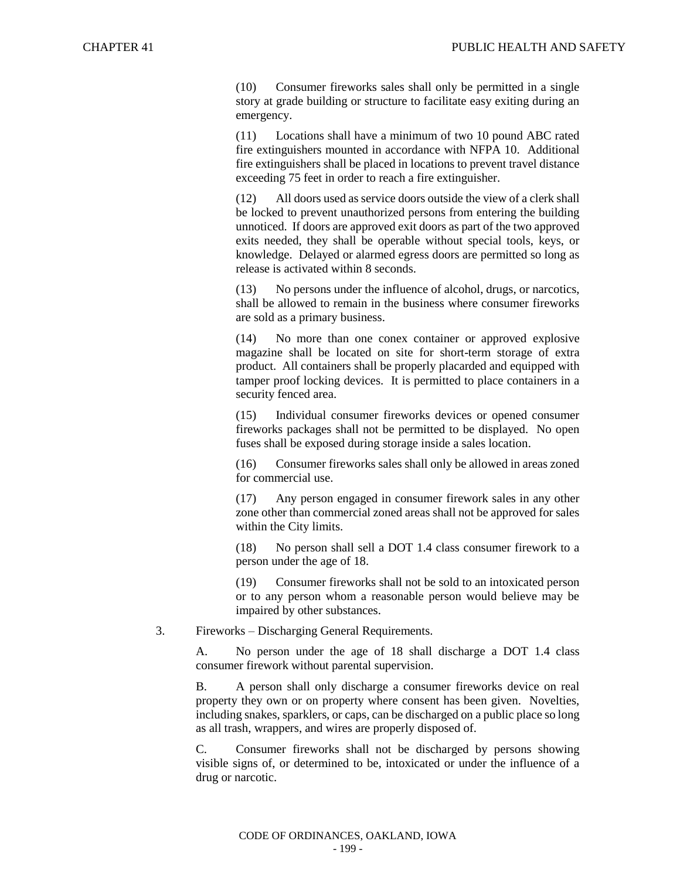(10) Consumer fireworks sales shall only be permitted in a single story at grade building or structure to facilitate easy exiting during an emergency.

(11) Locations shall have a minimum of two 10 pound ABC rated fire extinguishers mounted in accordance with NFPA 10. Additional fire extinguishers shall be placed in locations to prevent travel distance exceeding 75 feet in order to reach a fire extinguisher.

(12) All doors used as service doors outside the view of a clerk shall be locked to prevent unauthorized persons from entering the building unnoticed. If doors are approved exit doors as part of the two approved exits needed, they shall be operable without special tools, keys, or knowledge. Delayed or alarmed egress doors are permitted so long as release is activated within 8 seconds.

(13) No persons under the influence of alcohol, drugs, or narcotics, shall be allowed to remain in the business where consumer fireworks are sold as a primary business.

(14) No more than one conex container or approved explosive magazine shall be located on site for short-term storage of extra product. All containers shall be properly placarded and equipped with tamper proof locking devices. It is permitted to place containers in a security fenced area.

(15) Individual consumer fireworks devices or opened consumer fireworks packages shall not be permitted to be displayed. No open fuses shall be exposed during storage inside a sales location.

(16) Consumer fireworks sales shall only be allowed in areas zoned for commercial use.

(17) Any person engaged in consumer firework sales in any other zone other than commercial zoned areas shall not be approved for sales within the City limits.

(18) No person shall sell a DOT 1.4 class consumer firework to a person under the age of 18.

(19) Consumer fireworks shall not be sold to an intoxicated person or to any person whom a reasonable person would believe may be impaired by other substances.

3. Fireworks – Discharging General Requirements.

A. No person under the age of 18 shall discharge a DOT 1.4 class consumer firework without parental supervision.

B. A person shall only discharge a consumer fireworks device on real property they own or on property where consent has been given. Novelties, including snakes, sparklers, or caps, can be discharged on a public place so long as all trash, wrappers, and wires are properly disposed of.

C. Consumer fireworks shall not be discharged by persons showing visible signs of, or determined to be, intoxicated or under the influence of a drug or narcotic.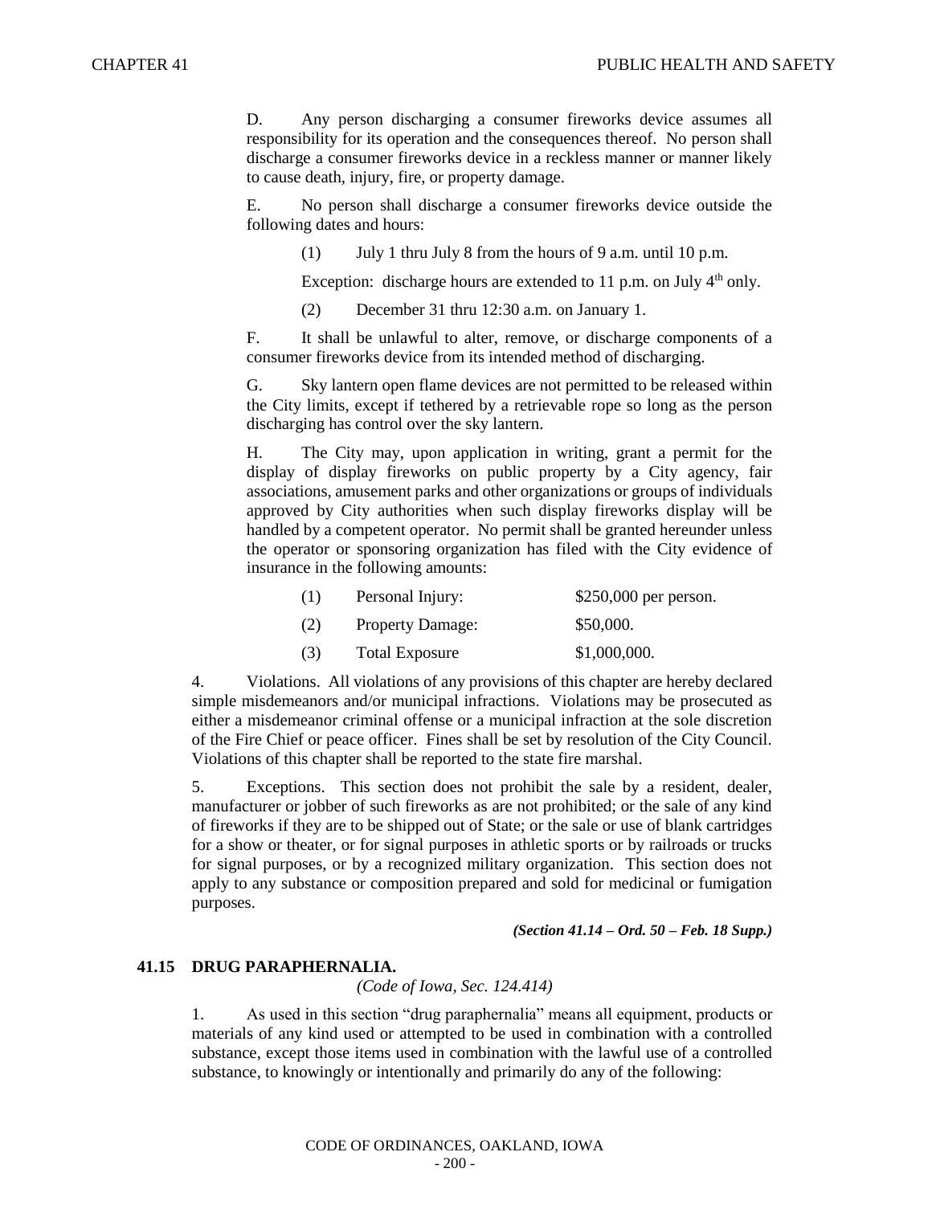D. Any person discharging a consumer fireworks device assumes all responsibility for its operation and the consequences thereof. No person shall discharge a consumer fireworks device in a reckless manner or manner likely to cause death, injury, fire, or property damage.

E. No person shall discharge a consumer fireworks device outside the following dates and hours:

(1) July 1 thru July 8 from the hours of 9 a.m. until 10 p.m.

Exception: discharge hours are extended to 11 p.m. on July 4th only.

(2) December 31 thru 12:30 a.m. on January 1.

F. It shall be unlawful to alter, remove, or discharge components of a consumer fireworks device from its intended method of discharging.

G. Sky lantern open flame devices are not permitted to be released within the City limits, except if tethered by a retrievable rope so long as the person discharging has control over the sky lantern.

H. The City may, upon application in writing, grant a permit for the display of display fireworks on public property by a City agency, fair associations, amusement parks and other organizations or groups of individuals approved by City authorities when such display fireworks display will be handled by a competent operator. No permit shall be granted hereunder unless the operator or sponsoring organization has filed with the City evidence of insurance in the following amounts:

| | | |
|---|---|---|
| (1) | Personal Injury: | $250,000 per person. |
| (2) | Property Damage: | $50,000. |
| (3) | Total Exposure | $1,000,000. |

4. Violations. All violations of any provisions of this chapter are hereby declared simple misdemeanors and/or municipal infractions. Violations may be prosecuted as either a misdemeanor criminal offense or a municipal infraction at the sole discretion of the Fire Chief or peace officer. Fines shall be set by resolution of the City Council. Violations of this chapter shall be reported to the state fire marshal.

5. Exceptions. This section does not prohibit the sale by a resident, dealer, manufacturer or jobber of such fireworks as are not prohibited; or the sale of any kind of fireworks if they are to be shipped out of State; or the sale or use of blank cartridges for a show or theater, or for signal purposes in athletic sports or by railroads or trucks for signal purposes, or by a recognized military organization. This section does not apply to any substance or composition prepared and sold for medicinal or fumigation purposes.

***(Section 41.14 – Ord. 50 – Feb. 18 Supp.)***

## 41.15 DRUG PARAPHERNALIA.

*(Code of Iowa, Sec. 124.414)*

1. As used in this section "drug paraphernalia" means all equipment, products or materials of any kind used or attempted to be used in combination with a controlled substance, except those items used in combination with the lawful use of a controlled substance, to knowingly or intentionally and primarily do any of the following: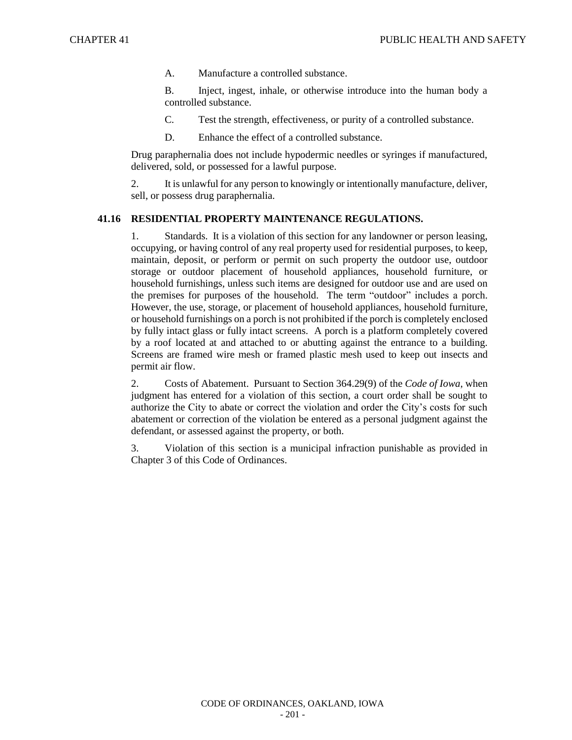A. Manufacture a controlled substance.

B. Inject, ingest, inhale, or otherwise introduce into the human body a controlled substance.

C. Test the strength, effectiveness, or purity of a controlled substance.

D. Enhance the effect of a controlled substance.

Drug paraphernalia does not include hypodermic needles or syringes if manufactured, delivered, sold, or possessed for a lawful purpose.

2. It is unlawful for any person to knowingly or intentionally manufacture, deliver, sell, or possess drug paraphernalia.

**41.16 RESIDENTIAL PROPERTY MAINTENANCE REGULATIONS.**

1. Standards. It is a violation of this section for any landowner or person leasing, occupying, or having control of any real property used for residential purposes, to keep, maintain, deposit, or perform or permit on such property the outdoor use, outdoor storage or outdoor placement of household appliances, household furniture, or household furnishings, unless such items are designed for outdoor use and are used on the premises for purposes of the household. The term "outdoor" includes a porch. However, the use, storage, or placement of household appliances, household furniture, or household furnishings on a porch is not prohibited if the porch is completely enclosed by fully intact glass or fully intact screens. A porch is a platform completely covered by a roof located at and attached to or abutting against the entrance to a building. Screens are framed wire mesh or framed plastic mesh used to keep out insects and permit air flow.

2. Costs of Abatement. Pursuant to Section 364.29(9) of the *Code of Iowa*, when judgment has entered for a violation of this section, a court order shall be sought to authorize the City to abate or correct the violation and order the City's costs for such abatement or correction of the violation be entered as a personal judgment against the defendant, or assessed against the property, or both.

3. Violation of this section is a municipal infraction punishable as provided in Chapter 3 of this Code of Ordinances.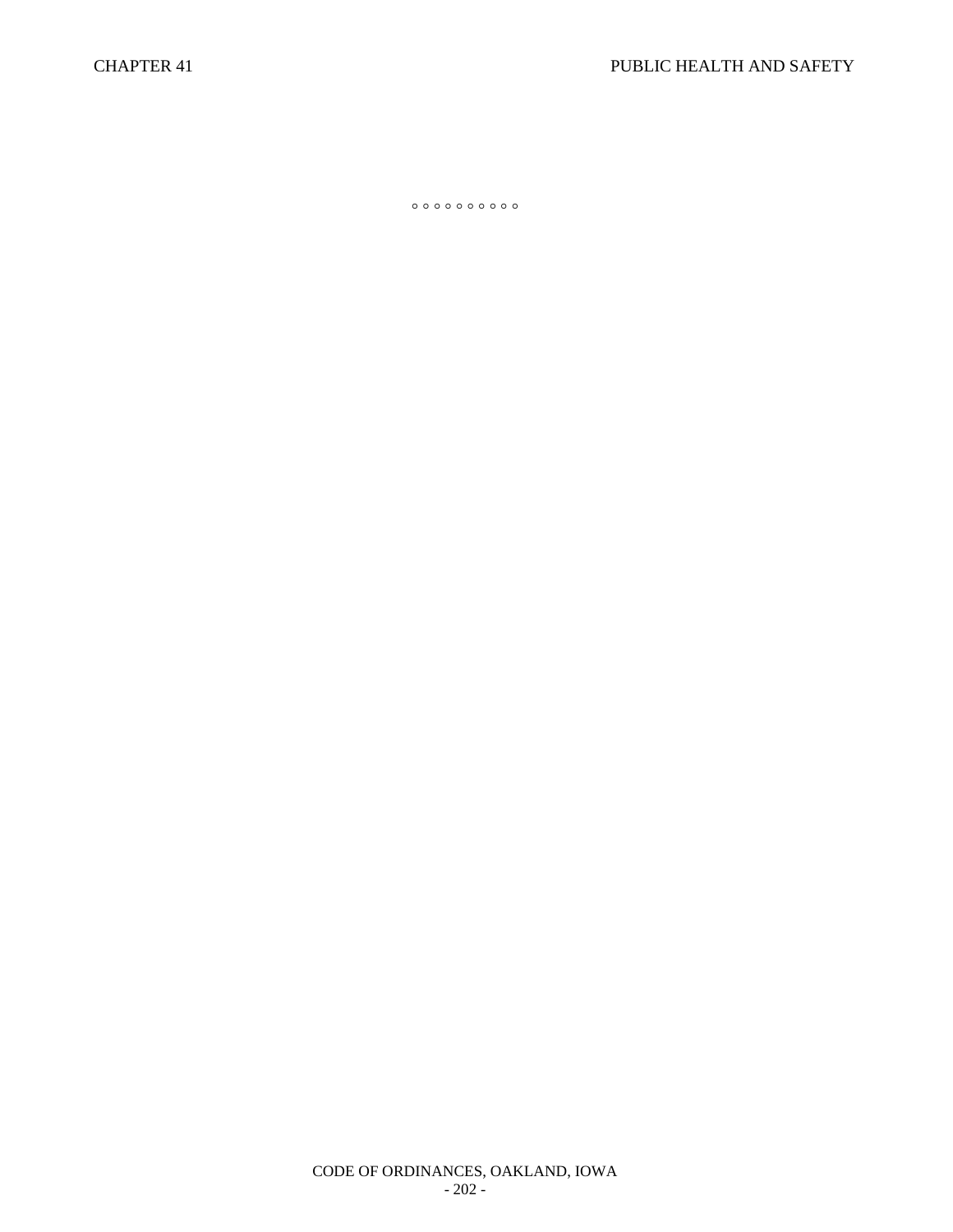o o o o o o o o o o